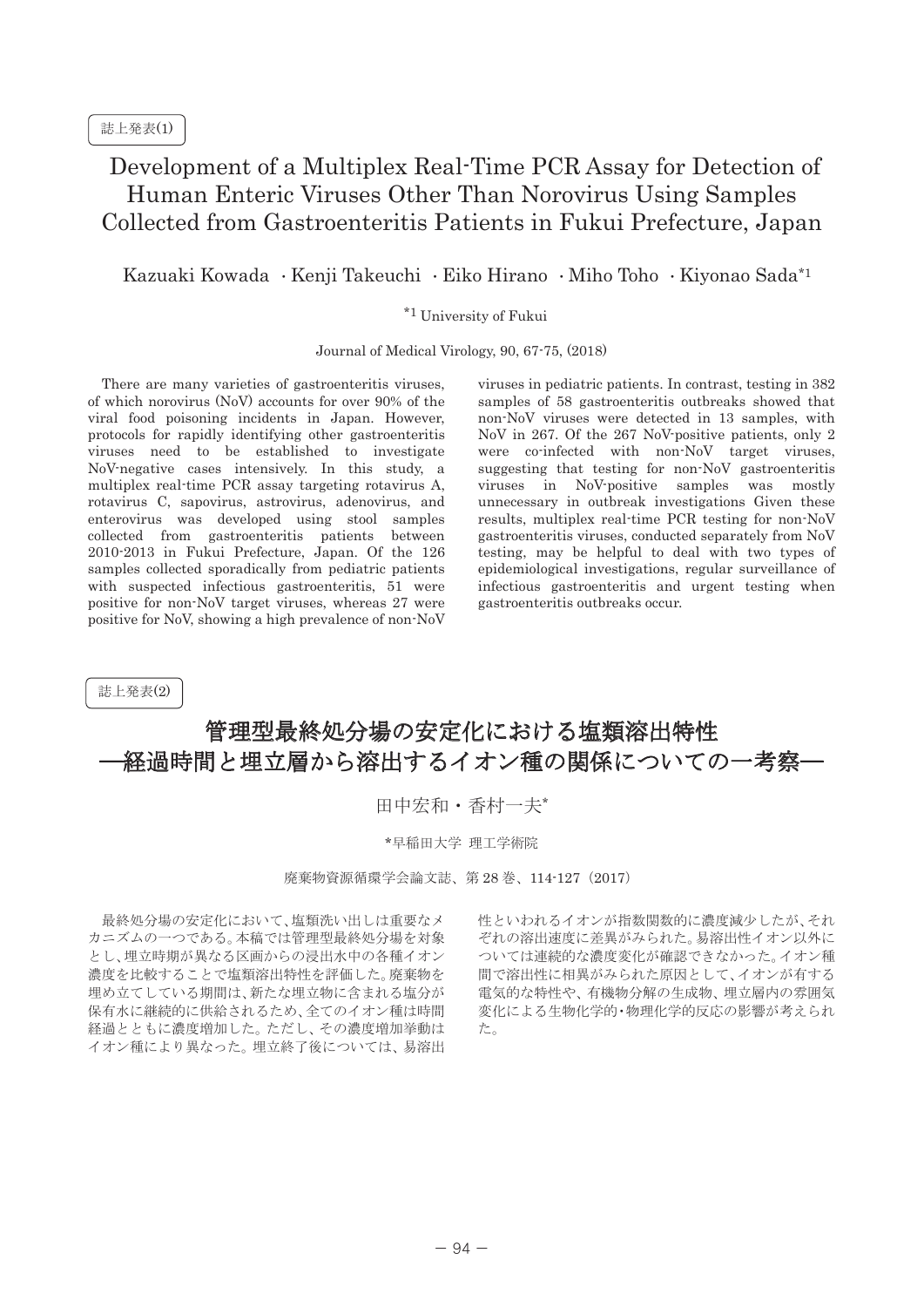誌上発表(1)

# Development of a Multiplex Real-Time PCR Assay for Detection of Human Enteric Viruses Other Than Norovirus Using Samples Collected from Gastroenteritis Patients in Fukui Prefecture, Japan

Kazuaki Kowada · Kenji Takeuchi · Eiko Hirano · Miho Toho · Kiyonao Sada[*1]

[*1] University of Fukui

Journal of Medical Virology, 90, 67-75, (2018)

There are many varieties of gastroenteritis viruses, of which norovirus (NoV) accounts for over 90% of the viral food poisoning incidents in Japan. However, protocols for rapidly identifying other gastroenteritis viruses need to be established to investigate NoV-negative cases intensively. In this study, a multiplex real-time PCR assay targeting rotavirus A, rotavirus C, sapovirus, astrovirus, adenovirus, and enterovirus was developed using stool samples collected from gastroenteritis patients between 2010-2013 in Fukui Prefecture, Japan. Of the 126 samples collected sporadically from pediatric patients with suspected infectious gastroenteritis, 51 were positive for non-NoV target viruses, whereas 27 were positive for NoV, showing a high prevalence of non-NoV viruses in pediatric patients. In contrast, testing in 382 samples of 58 gastroenteritis outbreaks showed that non-NoV viruses were detected in 13 samples, with NoV in 267. Of the 267 NoV-positive patients, only 2 were co-infected with non-NoV target viruses, suggesting that testing for non-NoV gastroenteritis viruses in NoV-positive samples was mostly unnecessary in outbreak investigations Given these results, multiplex real-time PCR testing for non-NoV gastroenteritis viruses, conducted separately from NoV testing, may be helpful to deal with two types of epidemiological investigations, regular surveillance of infectious gastroenteritis and urgent testing when gastroenteritis outbreaks occur.

誌上発表(2)

# 管理型最終処分場の安定化における塩類溶出特性 ―経過時間と埋立層から溶出するイオン種の関係についての一考察―

田中宏和・香村一夫*

*早稲田大学 理工学術院

廃棄物資源循環学会論文誌、第 28 巻、114-127（2017）

最終処分場の安定化において、塩類洗い出しは重要なメカニズムの一つである。本稿では管理型最終処分場を対象とし、埋立時期が異なる区画からの浸出水中の各種イオン濃度を比較することで塩類溶出特性を評価した。廃棄物を埋め立てている期間は、新たな埋立物に含まれる塩分が保有水に継続的に供給されるため、全てのイオン種は時間経過とともに濃度増加した。ただし、その濃度増加挙動はイオン種により異なった。埋立終了後については、易溶出性といわれるイオンが指数関数的に濃度減少したが、それぞれの溶出速度に差異がみられた。易溶出性イオン以外については連続的な濃度変化が確認できなかった。イオン種間で溶出性に相異がみられた原因として、イオンが有する電気的な特性や、有機物分解の生成物、埋立層内の雰囲気変化による生物化学的・物理化学的反応の影響が考えられた。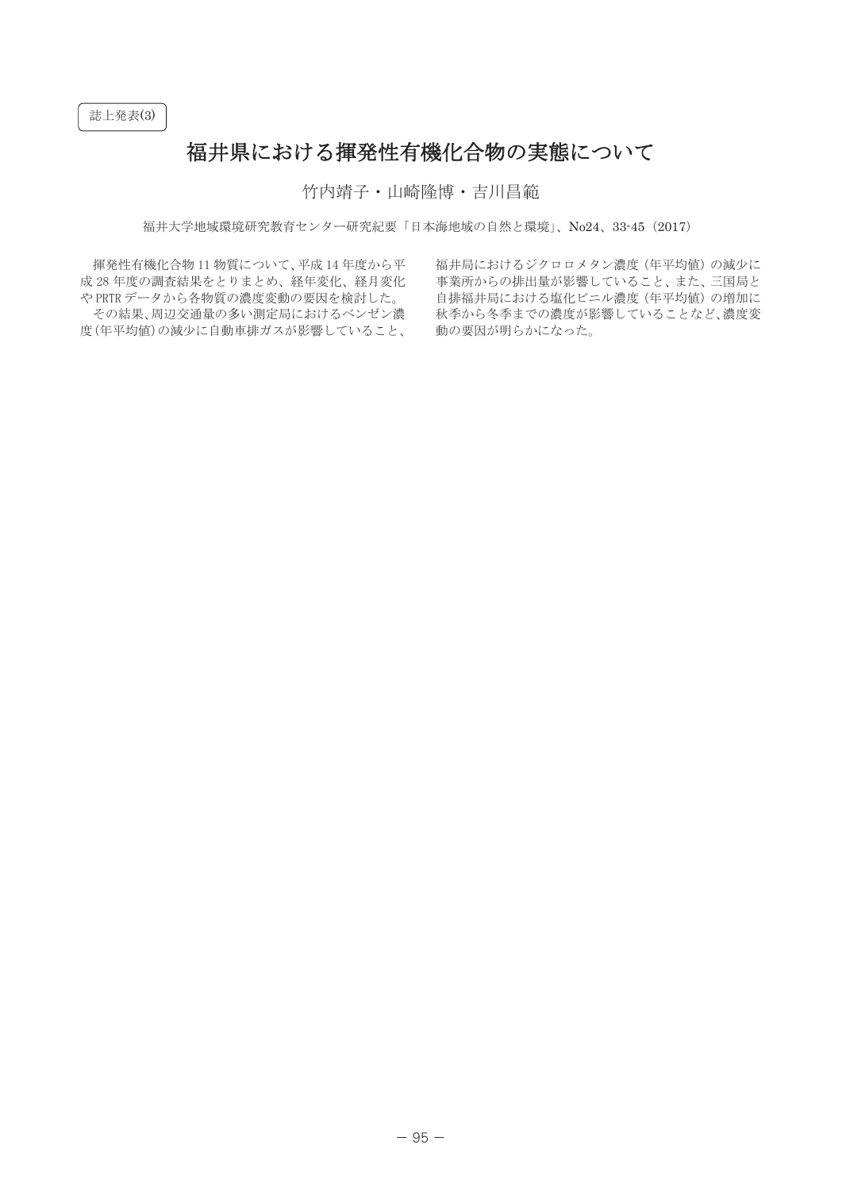誌上発表(3)

# 福井県における揮発性有機化合物の実態について

竹内靖子・山崎隆博・吉川昌範

福井大学地域環境研究教育センター研究紀要「日本海地域の自然と環境」、No24、33-45（2017）

揮発性有機化合物 11 物質について、平成 14 年度から平成 28 年度の調査結果をとりまとめ、経年変化、経月変化や PRTR データから各物質の濃度変動の要因を検討した。

その結果、周辺交通量の多い測定局におけるベンゼン濃度（年平均値）の減少に自動車排ガスが影響していること、福井局におけるジクロロメタン濃度（年平均値）の減少に事業所からの排出量が影響していること、また、三国局と自排福井局における塩化ビニル濃度（年平均値）の増加に秋季から冬季までの濃度が影響していることなど、濃度変動の要因が明らかになった。